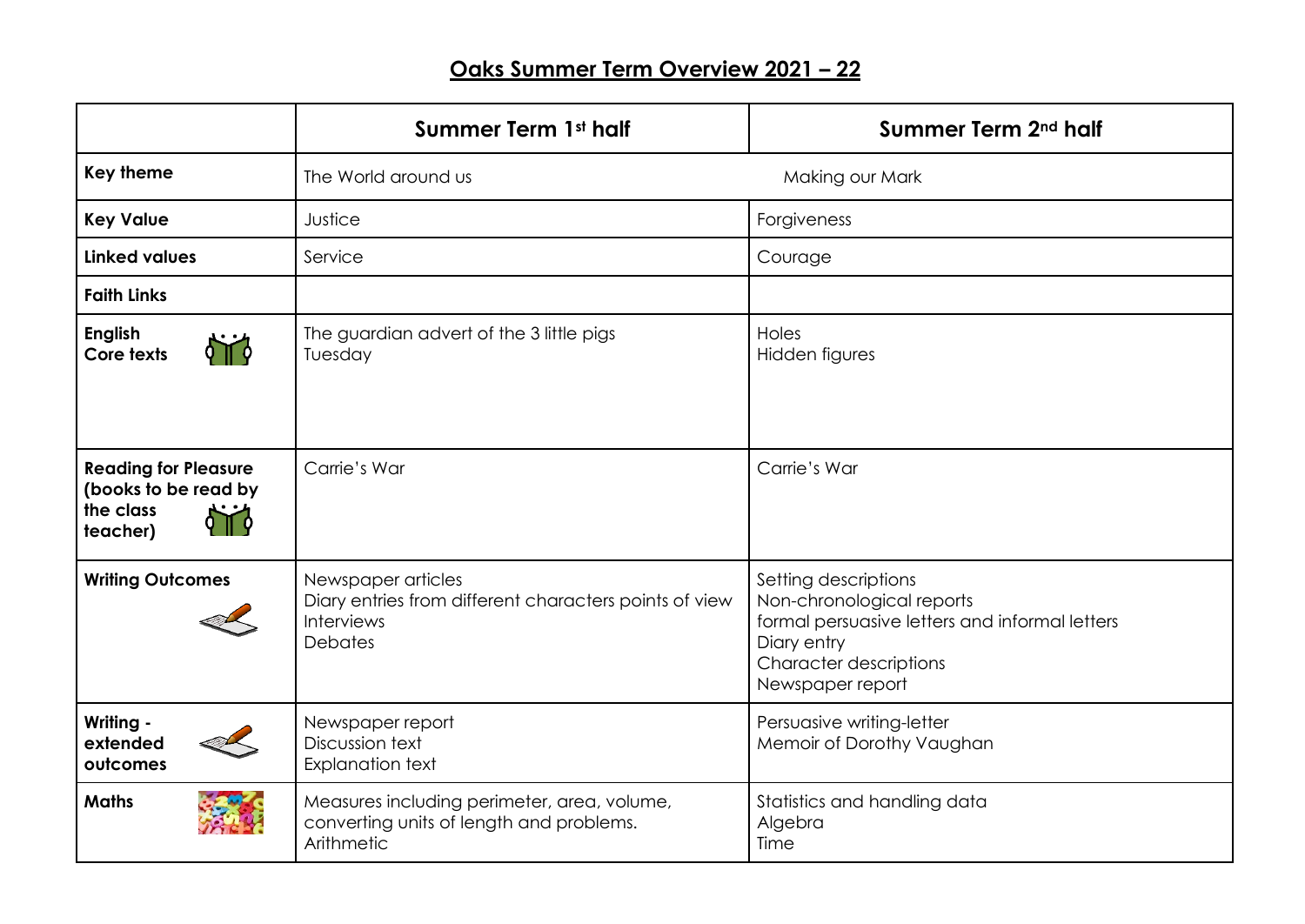# Oaks Summer Term Overview 2021 – 22

| | Summer Term 1st half | Summer Term 2nd half |
|---|---|---|
| **Key theme** | The World around us | Making our Mark |
| **Key Value** | Justice | Forgiveness |
| **Linked values** | Service | Courage |
| **Faith Links** | | |
| **English Core texts** | The guardian advert of the 3 little pigs<br>Tuesday | Holes<br>Hidden figures |
| **Reading for Pleasure (books to be read by the class teacher)** | Carrie's War | Carrie's War |
| **Writing Outcomes** | Newspaper articles<br>Diary entries from different characters points of view<br>Interviews<br>Debates | Setting descriptions<br>Non-chronological reports<br>formal persuasive letters and informal letters<br>Diary entry<br>Character descriptions<br>Newspaper report |
| **Writing - extended outcomes** | Newspaper report<br>Discussion text<br>Explanation text | Persuasive writing-letter<br>Memoir of Dorothy Vaughan |
| **Maths** | Measures including perimeter, area, volume, converting units of length and problems.<br>Arithmetic | Statistics and handling data<br>Algebra<br>Time |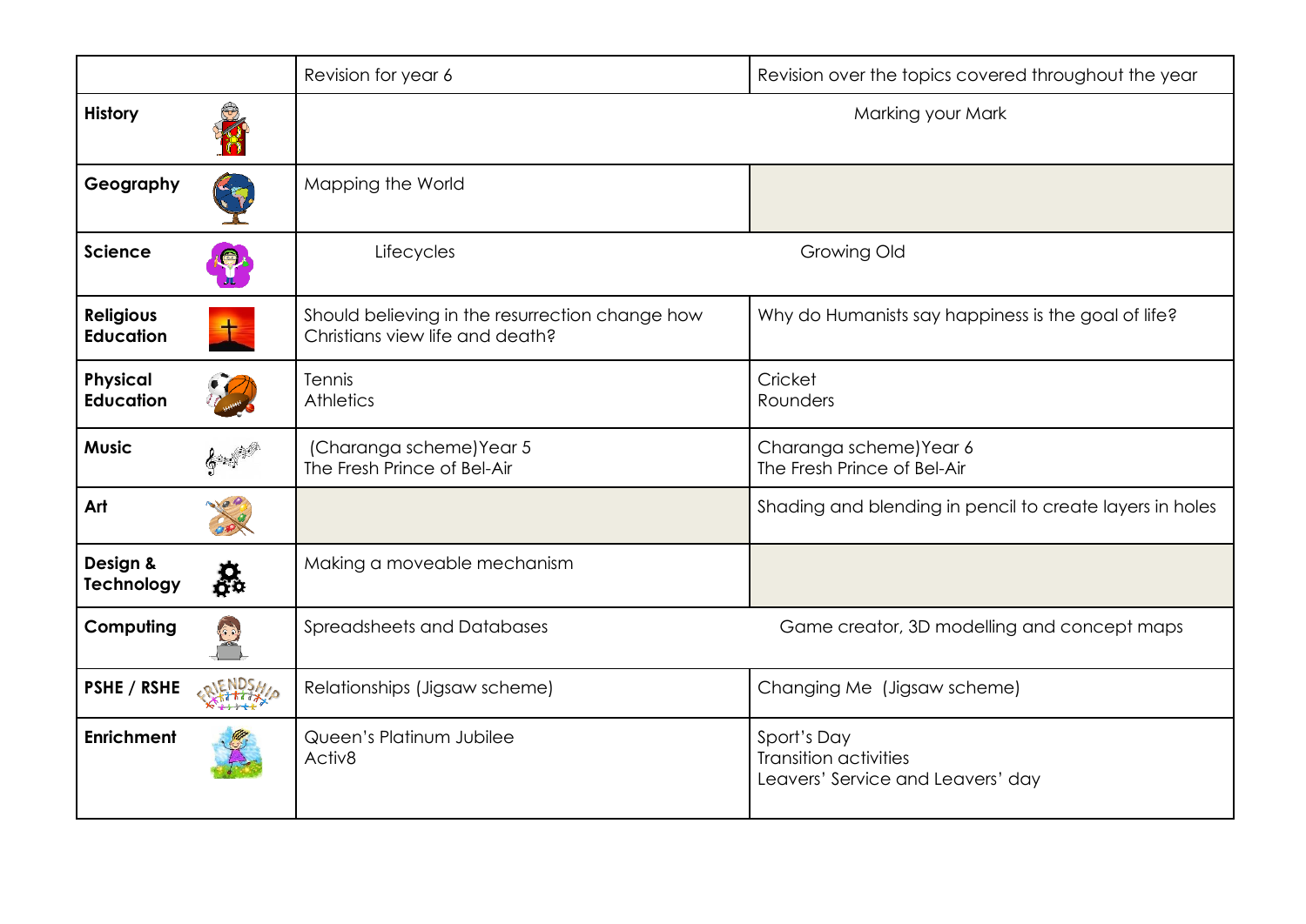| | | |
|---|---|---|
| | Revision for year 6 | Revision over the topics covered throughout the year |
| **History** | Marking your Mark | |
| **Geography** | Mapping the World | |
| **Science** | Lifecycles | Growing Old |
| **Religious Education** | Should believing in the resurrection change how Christians view life and death? | Why do Humanists say happiness is the goal of life? |
| **Physical Education** | Tennis<br>Athletics | Cricket<br>Rounders |
| **Music** | (Charanga scheme)Year 5<br>The Fresh Prince of Bel-Air | Charanga scheme)Year 6<br>The Fresh Prince of Bel-Air |
| **Art** | | Shading and blending in pencil to create layers in holes |
| **Design & Technology** | Making a moveable mechanism | |
| **Computing** | Spreadsheets and Databases | Game creator, 3D modelling and concept maps |
| **PSHE / RSHE** | Relationships (Jigsaw scheme) | Changing Me (Jigsaw scheme) |
| **Enrichment** | Queen's Platinum Jubilee<br>Activ8 | Sport's Day<br>Transition activities<br>Leavers' Service and Leavers' day |